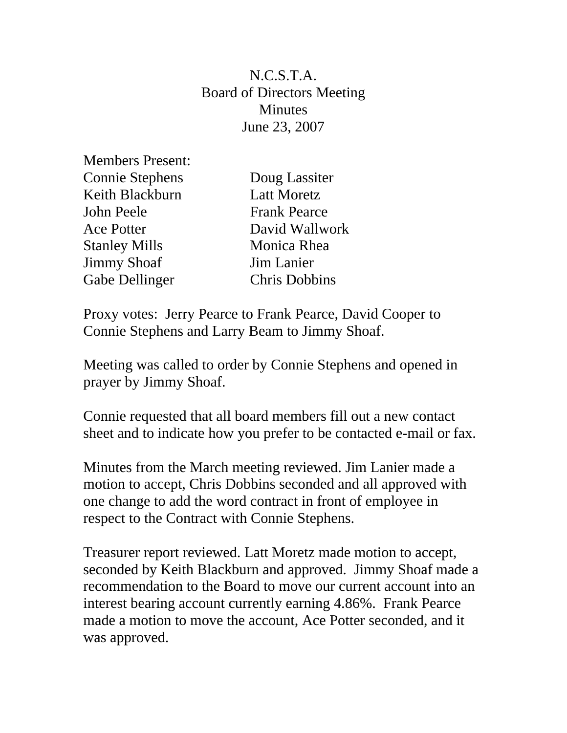# N.C.S.T.A.
## Board of Directors Meeting
## Minutes
## June 23, 2007

Members Present:

| | |
|---|---|
| Connie Stephens | Doug Lassiter |
| Keith Blackburn | Latt Moretz |
| John Peele | Frank Pearce |
| Ace Potter | David Wallwork |
| Stanley Mills | Monica Rhea |
| Jimmy Shoaf | Jim Lanier |
| Gabe Dellinger | Chris Dobbins |

Proxy votes: Jerry Pearce to Frank Pearce, David Cooper to Connie Stephens and Larry Beam to Jimmy Shoaf.

Meeting was called to order by Connie Stephens and opened in prayer by Jimmy Shoaf.

Connie requested that all board members fill out a new contact sheet and to indicate how you prefer to be contacted e-mail or fax.

Minutes from the March meeting reviewed. Jim Lanier made a motion to accept, Chris Dobbins seconded and all approved with one change to add the word contract in front of employee in respect to the Contract with Connie Stephens.

Treasurer report reviewed. Latt Moretz made motion to accept, seconded by Keith Blackburn and approved. Jimmy Shoaf made a recommendation to the Board to move our current account into an interest bearing account currently earning 4.86%. Frank Pearce made a motion to move the account, Ace Potter seconded, and it was approved.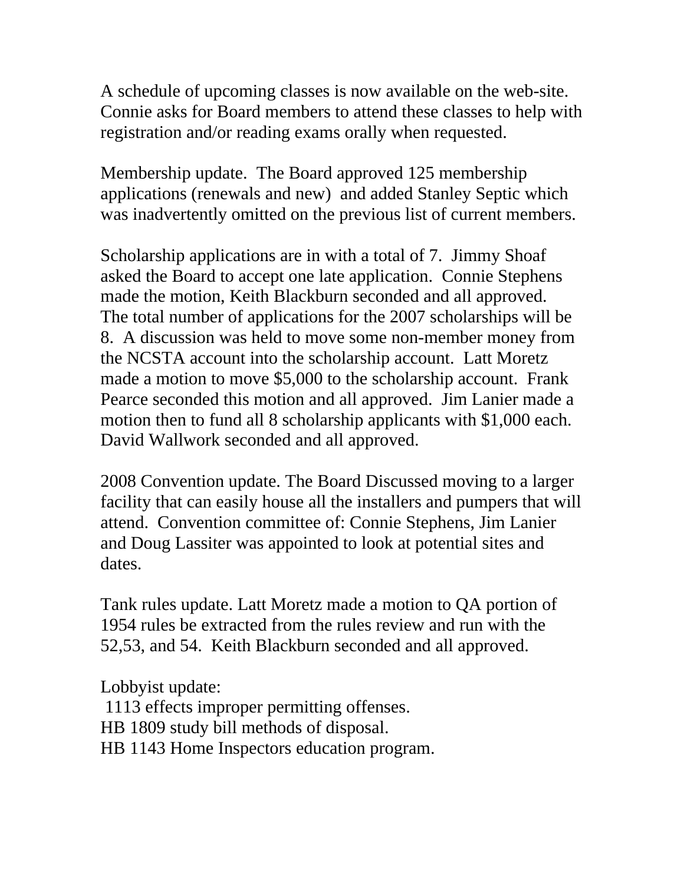A schedule of upcoming classes is now available on the web-site. Connie asks for Board members to attend these classes to help with registration and/or reading exams orally when requested.

Membership update. The Board approved 125 membership applications (renewals and new) and added Stanley Septic which was inadvertently omitted on the previous list of current members.

Scholarship applications are in with a total of 7. Jimmy Shoaf asked the Board to accept one late application. Connie Stephens made the motion, Keith Blackburn seconded and all approved. The total number of applications for the 2007 scholarships will be 8. A discussion was held to move some non-member money from the NCSTA account into the scholarship account. Latt Moretz made a motion to move $5,000 to the scholarship account. Frank Pearce seconded this motion and all approved. Jim Lanier made a motion then to fund all 8 scholarship applicants with $1,000 each. David Wallwork seconded and all approved.

2008 Convention update. The Board Discussed moving to a larger facility that can easily house all the installers and pumpers that will attend. Convention committee of: Connie Stephens, Jim Lanier and Doug Lassiter was appointed to look at potential sites and dates.

Tank rules update. Latt Moretz made a motion to QA portion of 1954 rules be extracted from the rules review and run with the 52,53, and 54. Keith Blackburn seconded and all approved.

Lobbyist update:
1113 effects improper permitting offenses.
HB 1809 study bill methods of disposal.
HB 1143 Home Inspectors education program.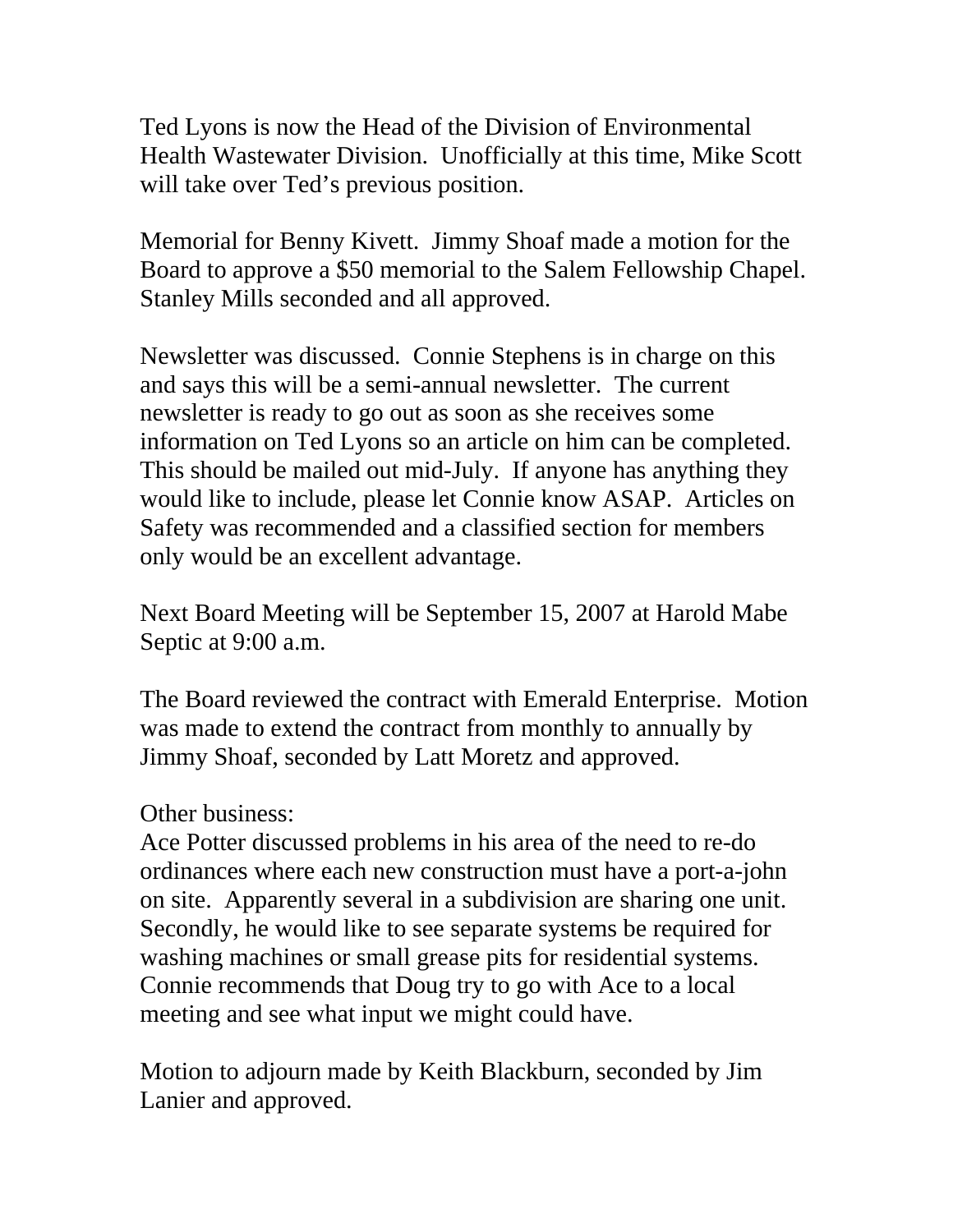Ted Lyons is now the Head of the Division of Environmental Health Wastewater Division. Unofficially at this time, Mike Scott will take over Ted's previous position.

Memorial for Benny Kivett. Jimmy Shoaf made a motion for the Board to approve a $50 memorial to the Salem Fellowship Chapel. Stanley Mills seconded and all approved.

Newsletter was discussed. Connie Stephens is in charge on this and says this will be a semi-annual newsletter. The current newsletter is ready to go out as soon as she receives some information on Ted Lyons so an article on him can be completed. This should be mailed out mid-July. If anyone has anything they would like to include, please let Connie know ASAP. Articles on Safety was recommended and a classified section for members only would be an excellent advantage.

Next Board Meeting will be September 15, 2007 at Harold Mabe Septic at 9:00 a.m.

The Board reviewed the contract with Emerald Enterprise. Motion was made to extend the contract from monthly to annually by Jimmy Shoaf, seconded by Latt Moretz and approved.

Other business:
Ace Potter discussed problems in his area of the need to re-do ordinances where each new construction must have a port-a-john on site. Apparently several in a subdivision are sharing one unit. Secondly, he would like to see separate systems be required for washing machines or small grease pits for residential systems. Connie recommends that Doug try to go with Ace to a local meeting and see what input we might could have.

Motion to adjourn made by Keith Blackburn, seconded by Jim Lanier and approved.